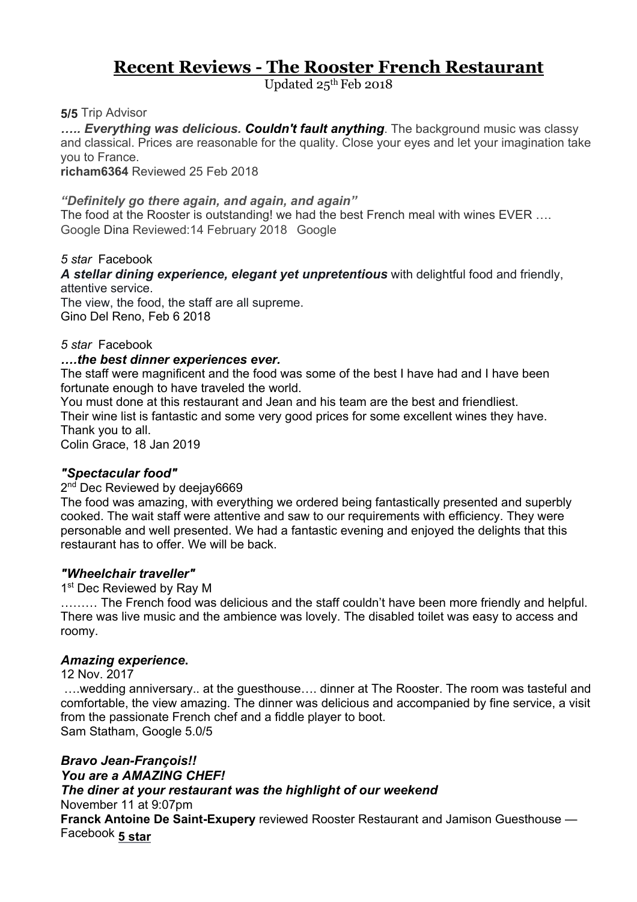# Recent Reviews - The Rooster French Restaurant

Updated 25th Feb 2018

**5/5** Trip Advisor

***….. Everything was delicious. Couldn't fault anything***. The background music was classy and classical. Prices are reasonable for the quality. Close your eyes and let your imagination take you to France.

**richam6364** Reviewed 25 Feb 2018

***"Definitely go there again, and again, and again"***

The food at the Rooster is outstanding! we had the best French meal with wines EVER ….

Google Dina Reviewed:14 February 2018 Google

*5 star* Facebook

***A stellar dining experience, elegant yet unpretentious*** with delightful food and friendly, attentive service.

The view, the food, the staff are all supreme.

Gino Del Reno, Feb 6 2018

*5 star* Facebook

***….the best dinner experiences ever.***

The staff were magnificent and the food was some of the best I have had and I have been fortunate enough to have traveled the world.

You must done at this restaurant and Jean and his team are the best and friendliest.

Their wine list is fantastic and some very good prices for some excellent wines they have.

Thank you to all.

Colin Grace, 18 Jan 2019

***"Spectacular food"***

2nd Dec Reviewed by deejay6669

The food was amazing, with everything we ordered being fantastically presented and superbly cooked. The wait staff were attentive and saw to our requirements with efficiency. They were personable and well presented. We had a fantastic evening and enjoyed the delights that this restaurant has to offer. We will be back.

***"Wheelchair traveller"***

1st Dec Reviewed by Ray M

……… The French food was delicious and the staff couldn't have been more friendly and helpful. There was live music and the ambience was lovely. The disabled toilet was easy to access and roomy.

***Amazing experience.***

12 Nov. 2017

….wedding anniversary.. at the guesthouse…. dinner at The Rooster. The room was tasteful and comfortable, the view amazing. The dinner was delicious and accompanied by fine service, a visit from the passionate French chef and a fiddle player to boot.

Sam Statham, Google 5.0/5

***Bravo Jean-François!!***

***You are a AMAZING CHEF!***

***The diner at your restaurant was the highlight of our weekend***

November 11 at 9:07pm

**Franck Antoine De Saint-Exupery** reviewed Rooster Restaurant and Jamison Guesthouse — Facebook **5 star**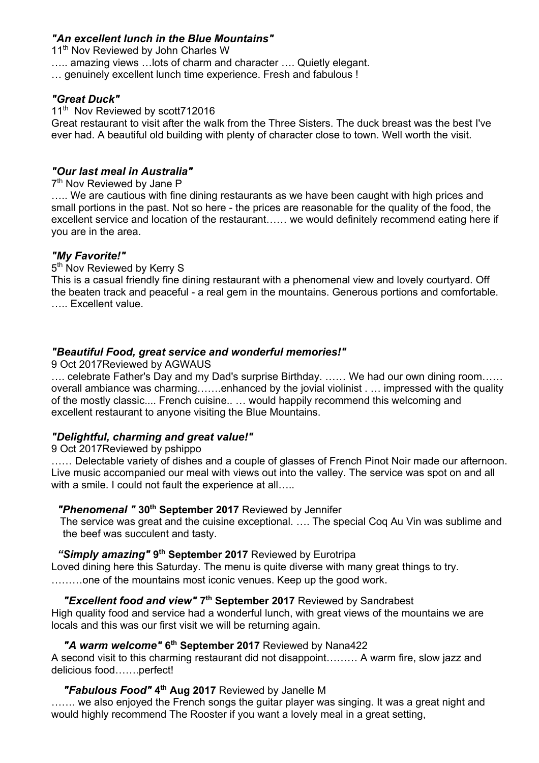### *"An excellent lunch in the Blue Mountains"*

11th Nov Reviewed by John Charles W

….. amazing views …lots of charm and character …. Quietly elegant.
… genuinely excellent lunch time experience. Fresh and fabulous !

### *"Great Duck"*

11th Nov Reviewed by scott712016

Great restaurant to visit after the walk from the Three Sisters. The duck breast was the best I've ever had. A beautiful old building with plenty of character close to town. Well worth the visit.

### *"Our last meal in Australia"*

7th Nov Reviewed by Jane P

….. We are cautious with fine dining restaurants as we have been caught with high prices and small portions in the past. Not so here - the prices are reasonable for the quality of the food, the excellent service and location of the restaurant…… we would definitely recommend eating here if you are in the area.

### *"My Favorite!"*

5th Nov Reviewed by Kerry S

This is a casual friendly fine dining restaurant with a phenomenal view and lovely courtyard. Off the beaten track and peaceful - a real gem in the mountains. Generous portions and comfortable. ….. Excellent value.

### *"Beautiful Food, great service and wonderful memories!"*

9 Oct 2017Reviewed by AGWAUS

…. celebrate Father's Day and my Dad's surprise Birthday. …… We had our own dining room…… overall ambiance was charming…….enhanced by the jovial violinist . … impressed with the quality of the mostly classic.... French cuisine.. … would happily recommend this welcoming and excellent restaurant to anyone visiting the Blue Mountains.

### *"Delightful, charming and great value!"*

9 Oct 2017Reviewed by pshippo

…… Delectable variety of dishes and a couple of glasses of French Pinot Noir made our afternoon. Live music accompanied our meal with views out into the valley. The service was spot on and all with a smile. I could not fault the experience at all…..

***"Phenomenal "* 30th September 2017** Reviewed by Jennifer

The service was great and the cuisine exceptional. …. The special Coq Au Vin was sublime and the beef was succulent and tasty.

***"Simply amazing"* 9th September 2017** Reviewed by Eurotripa

Loved dining here this Saturday. The menu is quite diverse with many great things to try. ………one of the mountains most iconic venues. Keep up the good work.

***"Excellent food and view"* 7th September 2017** Reviewed by Sandrabest

High quality food and service had a wonderful lunch, with great views of the mountains we are locals and this was our first visit we will be returning again.

***"A warm welcome"* 6th September 2017** Reviewed by Nana422

A second visit to this charming restaurant did not disappoint……… A warm fire, slow jazz and delicious food…….perfect!

***"Fabulous Food"* 4th Aug 2017** Reviewed by Janelle M

……. we also enjoyed the French songs the guitar player was singing. It was a great night and would highly recommend The Rooster if you want a lovely meal in a great setting,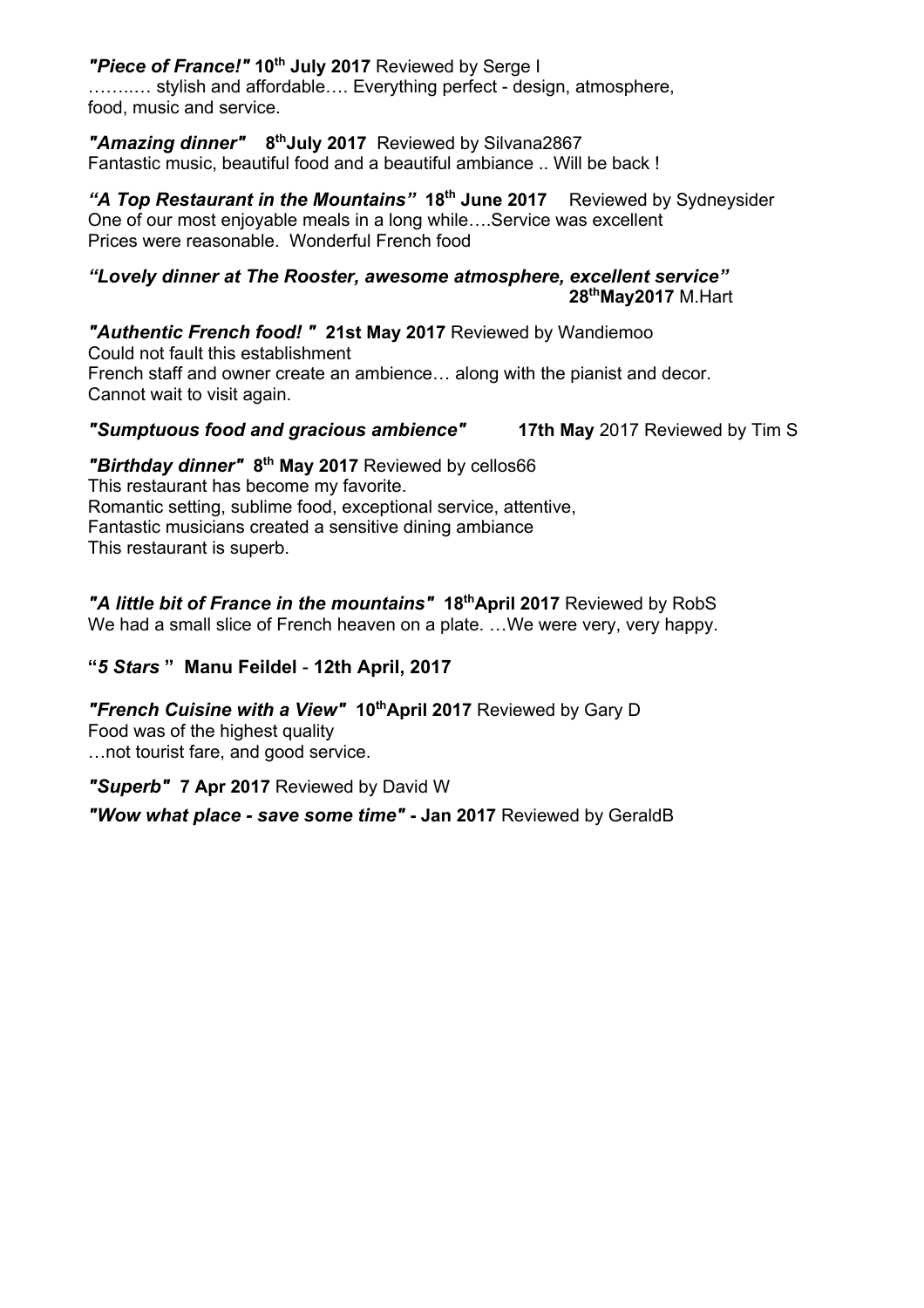***"Piece of France!"*** **10th July 2017** Reviewed by Serge I
……..… stylish and affordable…. Everything perfect - design, atmosphere, food, music and service.

***"Amazing dinner"*** **8th July 2017** Reviewed by Silvana2867
Fantastic music, beautiful food and a beautiful ambiance .. Will be back !

***"A Top Restaurant in the Mountains"*** **18th June 2017** Reviewed by Sydneysider
One of our most enjoyable meals in a long while….Service was excellent
Prices were reasonable. Wonderful French food

***"Lovely dinner at The Rooster, awesome atmosphere, excellent service"***
**28th May2017** M.Hart

***"Authentic French food! "*** **21st May 2017** Reviewed by Wandiemoo
Could not fault this establishment
French staff and owner create an ambience… along with the pianist and decor.
Cannot wait to visit again.

***"Sumptuous food and gracious ambience"*** **17th May** 2017 Reviewed by Tim S

***"Birthday dinner"*** **8th May 2017** Reviewed by cellos66
This restaurant has become my favorite.
Romantic setting, sublime food, exceptional service, attentive,
Fantastic musicians created a sensitive dining ambiance
This restaurant is superb.

***"A little bit of France in the mountains"*** **18th April 2017** Reviewed by RobS
We had a small slice of French heaven on a plate. …We were very, very happy.

**"*5 Stars* " Manu Feildel - 12th April, 2017**

***"French Cuisine with a View"*** **10th April 2017** Reviewed by Gary D
Food was of the highest quality
…not tourist fare, and good service.

***"Superb"*** **7 Apr 2017** Reviewed by David W

***"Wow what place - save some time"*** **- Jan 2017** Reviewed by GeraldB